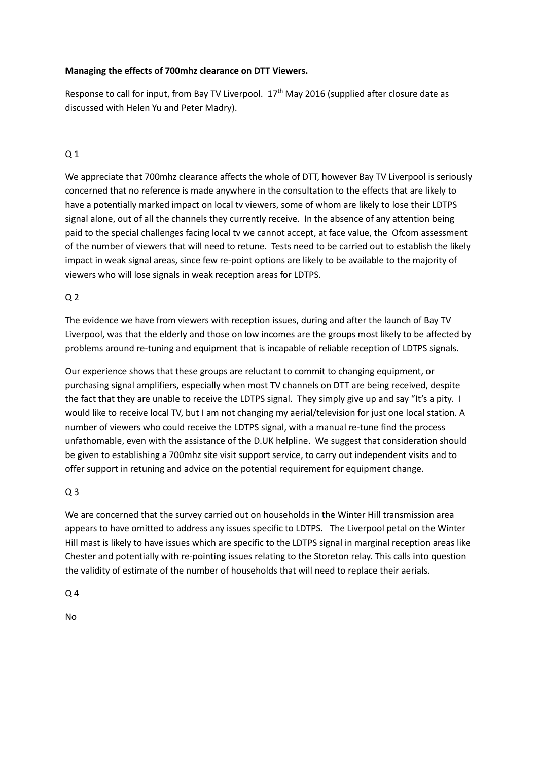**Managing the effects of 700mhz clearance on DTT Viewers.**

Response to call for input, from Bay TV Liverpool. 17th May 2016 (supplied after closure date as discussed with Helen Yu and Peter Madry).

Q 1

We appreciate that 700mhz clearance affects the whole of DTT, however Bay TV Liverpool is seriously concerned that no reference is made anywhere in the consultation to the effects that are likely to have a potentially marked impact on local tv viewers, some of whom are likely to lose their LDTPS signal alone, out of all the channels they currently receive. In the absence of any attention being paid to the special challenges facing local tv we cannot accept, at face value, the Ofcom assessment of the number of viewers that will need to retune. Tests need to be carried out to establish the likely impact in weak signal areas, since few re-point options are likely to be available to the majority of viewers who will lose signals in weak reception areas for LDTPS.

Q 2

The evidence we have from viewers with reception issues, during and after the launch of Bay TV Liverpool, was that the elderly and those on low incomes are the groups most likely to be affected by problems around re-tuning and equipment that is incapable of reliable reception of LDTPS signals.

Our experience shows that these groups are reluctant to commit to changing equipment, or purchasing signal amplifiers, especially when most TV channels on DTT are being received, despite the fact that they are unable to receive the LDTPS signal. They simply give up and say "It's a pity. I would like to receive local TV, but I am not changing my aerial/television for just one local station. A number of viewers who could receive the LDTPS signal, with a manual re-tune find the process unfathomable, even with the assistance of the D.UK helpline. We suggest that consideration should be given to establishing a 700mhz site visit support service, to carry out independent visits and to offer support in retuning and advice on the potential requirement for equipment change.

Q 3

We are concerned that the survey carried out on households in the Winter Hill transmission area appears to have omitted to address any issues specific to LDTPS. The Liverpool petal on the Winter Hill mast is likely to have issues which are specific to the LDTPS signal in marginal reception areas like Chester and potentially with re-pointing issues relating to the Storeton relay. This calls into question the validity of estimate of the number of households that will need to replace their aerials.

Q 4

No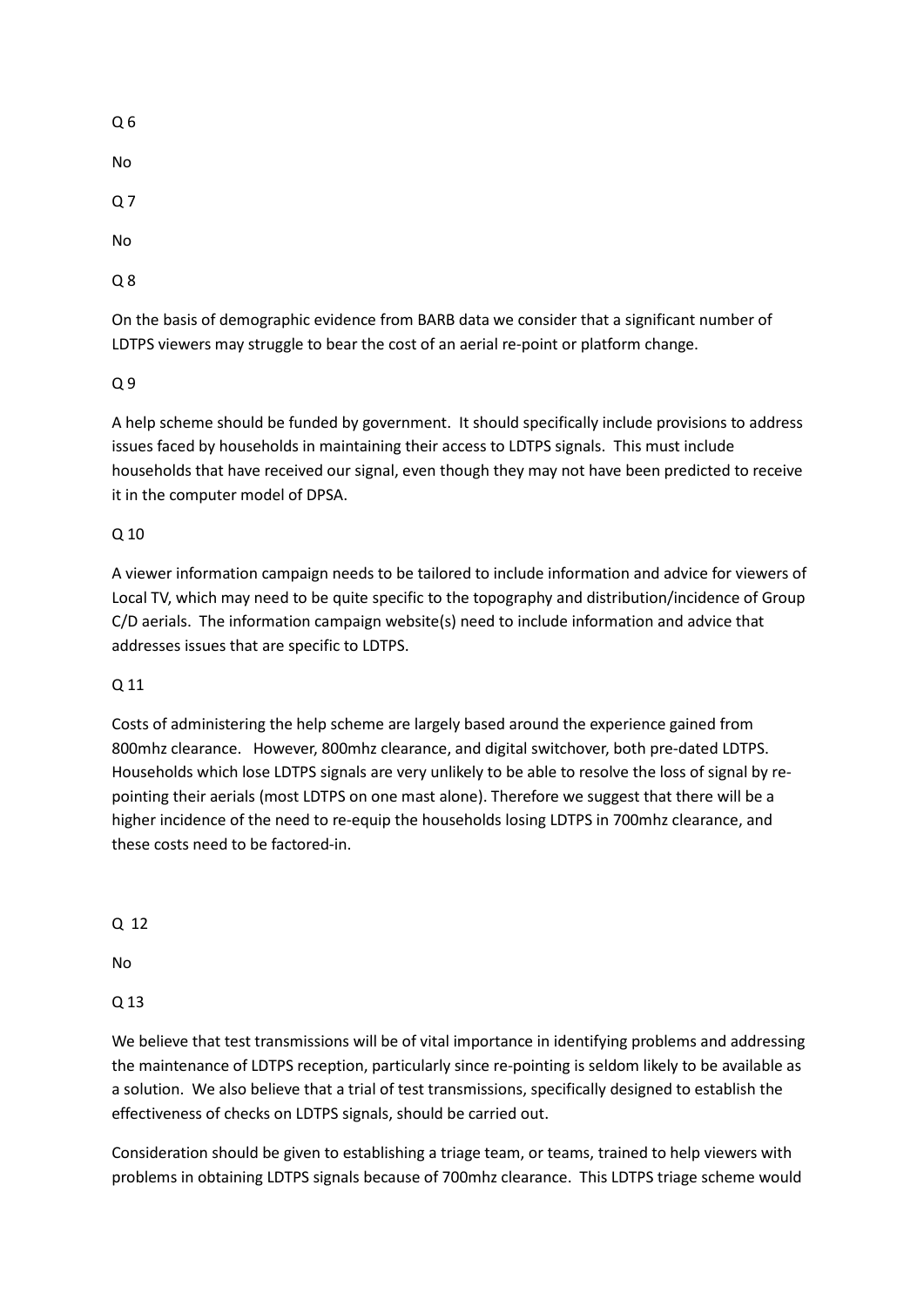Q 6

No

Q 7

No

Q 8

On the basis of demographic evidence from BARB data we consider that a significant number of LDTPS viewers may struggle to bear the cost of an aerial re-point or platform change.

Q 9

A help scheme should be funded by government. It should specifically include provisions to address issues faced by households in maintaining their access to LDTPS signals. This must include households that have received our signal, even though they may not have been predicted to receive it in the computer model of DPSA.

Q 10

A viewer information campaign needs to be tailored to include information and advice for viewers of Local TV, which may need to be quite specific to the topography and distribution/incidence of Group C/D aerials. The information campaign website(s) need to include information and advice that addresses issues that are specific to LDTPS.

Q 11

Costs of administering the help scheme are largely based around the experience gained from 800mhz clearance. However, 800mhz clearance, and digital switchover, both pre-dated LDTPS. Households which lose LDTPS signals are very unlikely to be able to resolve the loss of signal by re-pointing their aerials (most LDTPS on one mast alone). Therefore we suggest that there will be a higher incidence of the need to re-equip the households losing LDTPS in 700mhz clearance, and these costs need to be factored-in.

Q 12

No

Q 13

We believe that test transmissions will be of vital importance in identifying problems and addressing the maintenance of LDTPS reception, particularly since re-pointing is seldom likely to be available as a solution. We also believe that a trial of test transmissions, specifically designed to establish the effectiveness of checks on LDTPS signals, should be carried out.

Consideration should be given to establishing a triage team, or teams, trained to help viewers with problems in obtaining LDTPS signals because of 700mhz clearance. This LDTPS triage scheme would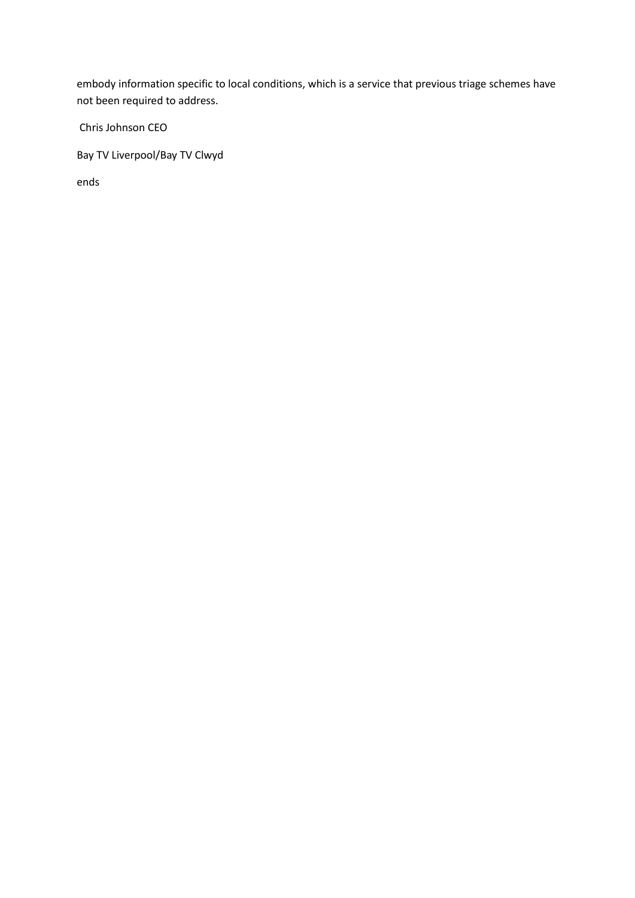embody information specific to local conditions, which is a service that previous triage schemes have not been required to address.

Chris Johnson CEO

Bay TV Liverpool/Bay TV Clwyd

ends